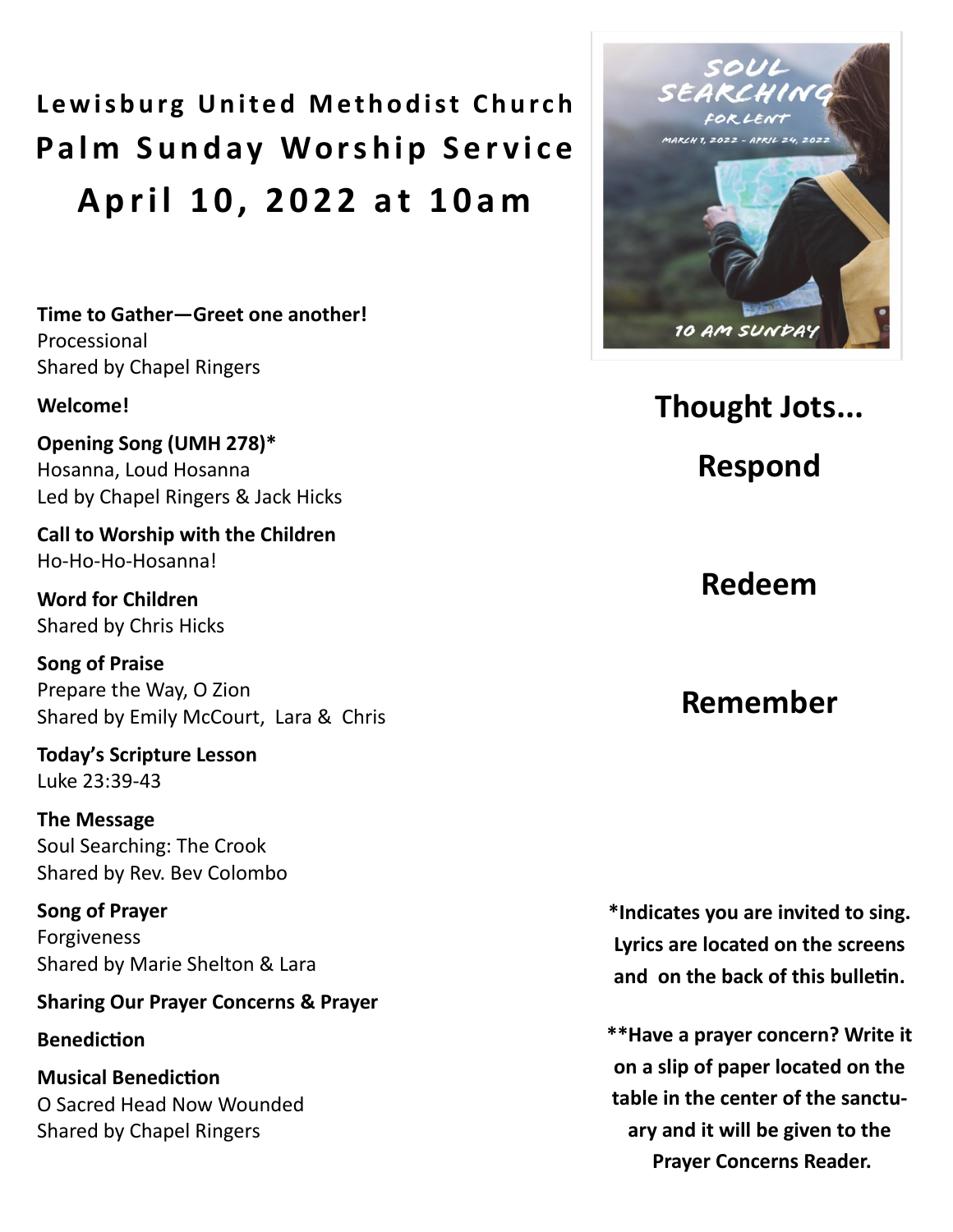# Lewisburg United Methodist Church

# Palm Sunday Worship Service

# April 10, 2022 at 10am

**Time to Gather—Greet one another!**
Processional
Shared by Chapel Ringers

**Welcome!**

**Opening Song (UMH 278)***
Hosanna, Loud Hosanna
Led by Chapel Ringers & Jack Hicks

**Call to Worship with the Children**
Ho-Ho-Ho-Hosanna!

**Word for Children**
Shared by Chris Hicks

**Song of Praise**
Prepare the Way, O Zion
Shared by Emily McCourt, Lara & Chris

**Today's Scripture Lesson**
Luke 23:39-43

**The Message**
Soul Searching: The Crook
Shared by Rev. Bev Colombo

**Song of Prayer**
Forgiveness
Shared by Marie Shelton & Lara

**Sharing Our Prayer Concerns & Prayer**

**Benediction**

**Musical Benediction**
O Sacred Head Now Wounded
Shared by Chapel Ringers

SOUL SEARCHING FOR LENT

MARCH 1, 2022 - APRIL 24, 2022

10 AM SUNDAY

## Thought Jots...

## Respond

## Redeem

## Remember

**\*Indicates you are invited to sing. Lyrics are located on the screens and on the back of this bulletin.**

**\*\*Have a prayer concern? Write it on a slip of paper located on the table in the center of the sanctuary and it will be given to the Prayer Concerns Reader.**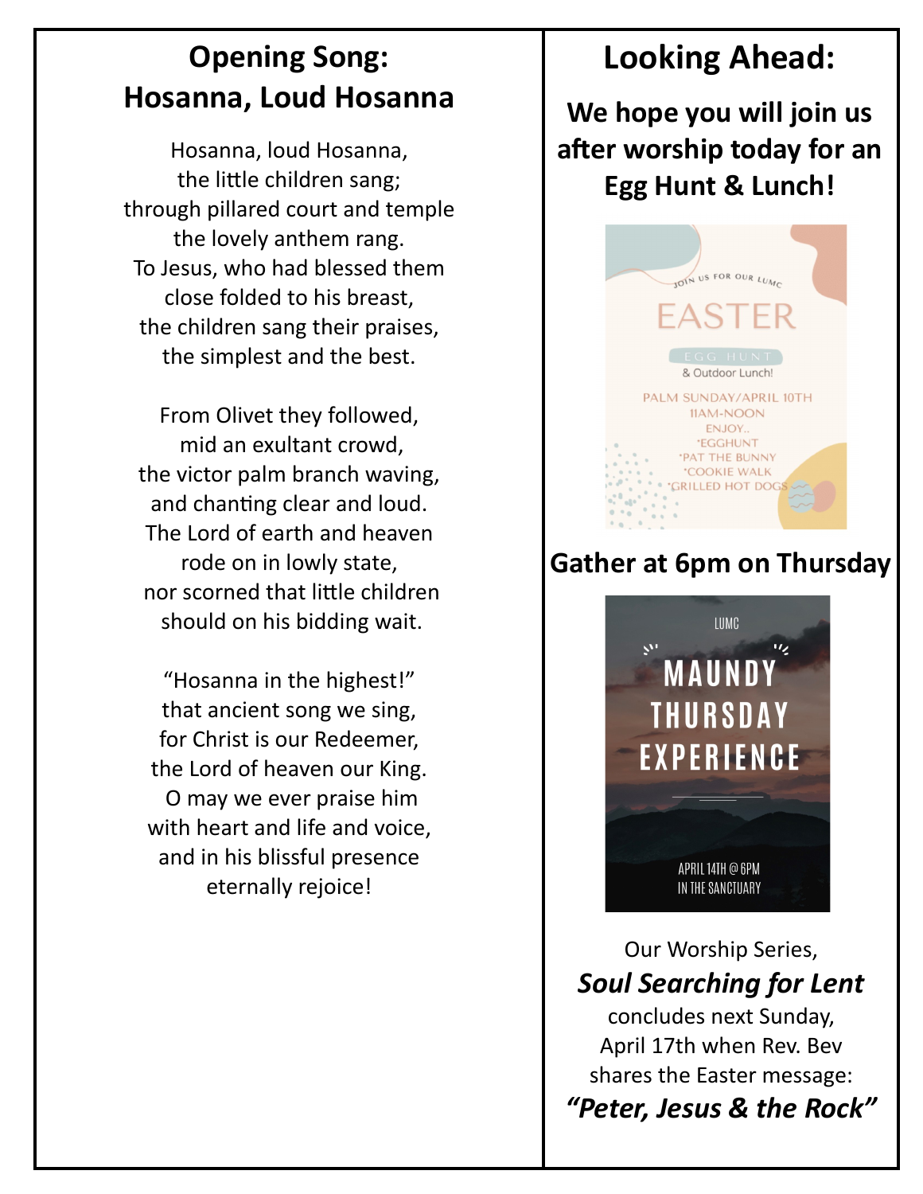## Opening Song: Hosanna, Loud Hosanna

Hosanna, loud Hosanna,
the little children sang;
through pillared court and temple
the lovely anthem rang.
To Jesus, who had blessed them
close folded to his breast,
the children sang their praises,
the simplest and the best.

From Olivet they followed,
mid an exultant crowd,
the victor palm branch waving,
and chanting clear and loud.
The Lord of earth and heaven
rode on in lowly state,
nor scorned that little children
should on his bidding wait.

"Hosanna in the highest!"
that ancient song we sing,
for Christ is our Redeemer,
the Lord of heaven our King.
O may we ever praise him
with heart and life and voice,
and in his blissful presence
eternally rejoice!

## Looking Ahead:

### We hope you will join us after worship today for an Egg Hunt & Lunch!

JOIN US FOR OUR LUMC

EASTER

EGG HUNT

& Outdoor Lunch!

PALM SUNDAY/APRIL 10TH
11AM-NOON
ENJOY..
*EGGHUNT
*PAT THE BUNNY
*COOKIE WALK
*GRILLED HOT DOGS

### Gather at 6pm on Thursday

LUMC

MAUNDY THURSDAY EXPERIENCE

APRIL 14TH @ 6PM
IN THE SANCTUARY

Our Worship Series,
***Soul Searching for Lent***
concludes next Sunday,
April 17th when Rev. Bev
shares the Easter message:
***"Peter, Jesus & the Rock"***